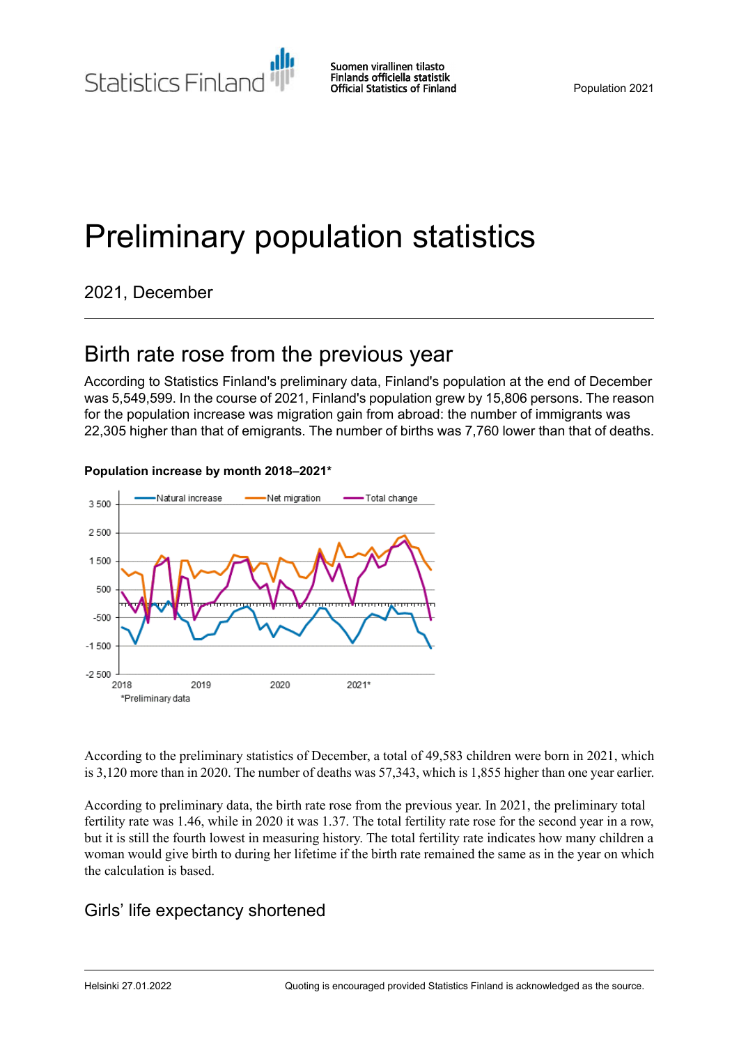Statistics Finland

Suomen virallinen tilasto
Finlands officiella statistik
Official Statistics of Finland

Population 2021

# Preliminary population statistics

2021, December

## Birth rate rose from the previous year

According to Statistics Finland's preliminary data, Finland's population at the end of December was 5,549,599. In the course of 2021, Finland's population grew by 15,806 persons. The reason for the population increase was migration gain from abroad: the number of immigrants was 22,305 higher than that of emigrants. The number of births was 7,760 lower than that of deaths.

**Population increase by month 2018–2021***

*Preliminary data

According to the preliminary statistics of December, a total of 49,583 children were born in 2021, which is 3,120 more than in 2020. The number of deaths was 57,343, which is 1,855 higher than one year earlier.

According to preliminary data, the birth rate rose from the previous year. In 2021, the preliminary total fertility rate was 1.46, while in 2020 it was 1.37. The total fertility rate rose for the second year in a row, but it is still the fourth lowest in measuring history. The total fertility rate indicates how many children a woman would give birth to during her lifetime if the birth rate remained the same as in the year on which the calculation is based.

### Girls' life expectancy shortened

Helsinki 27.01.2022

Quoting is encouraged provided Statistics Finland is acknowledged as the source.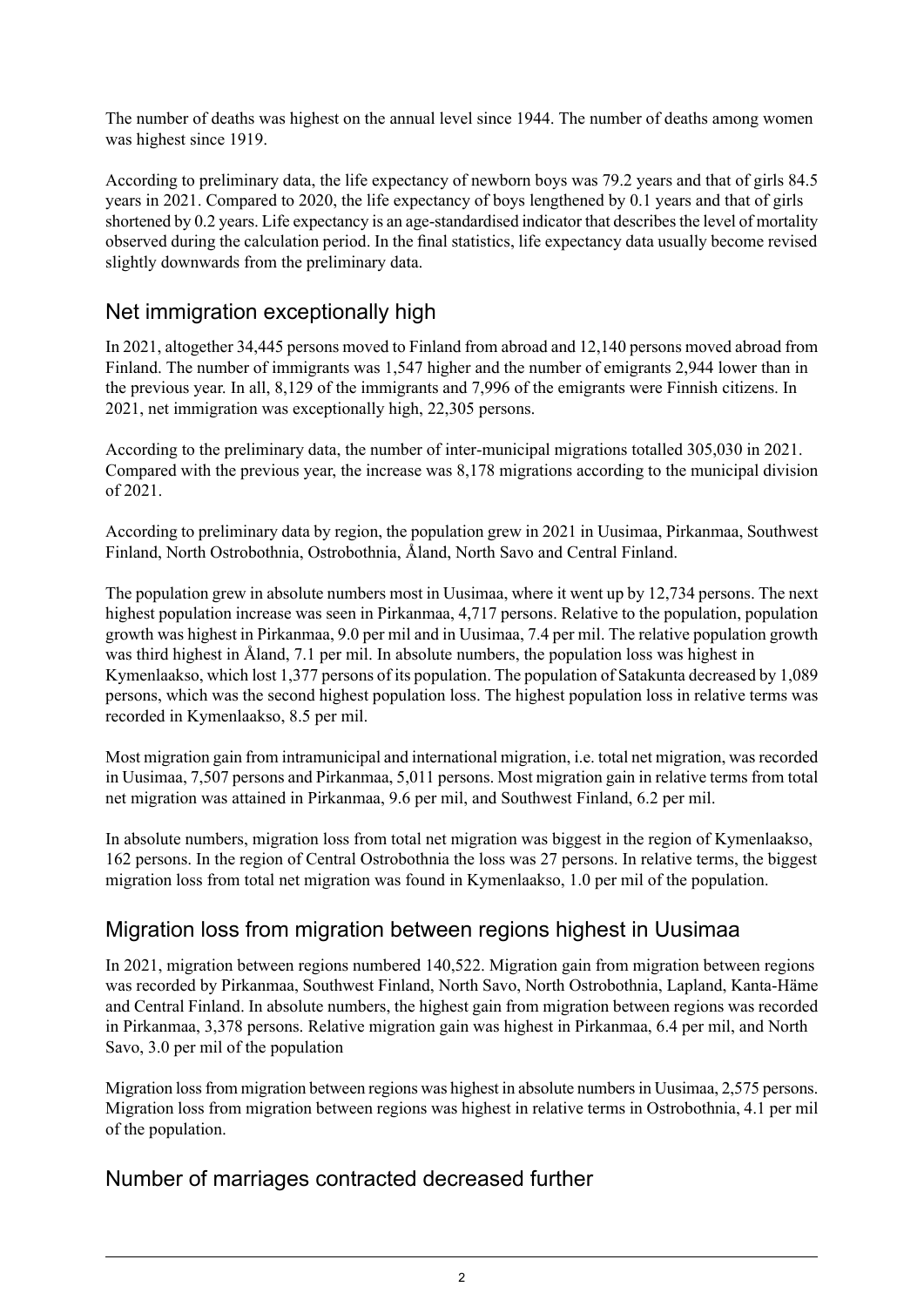The number of deaths was highest on the annual level since 1944. The number of deaths among women was highest since 1919.

According to preliminary data, the life expectancy of newborn boys was 79.2 years and that of girls 84.5 years in 2021. Compared to 2020, the life expectancy of boys lengthened by 0.1 years and that of girls shortened by 0.2 years. Life expectancy is an age-standardised indicator that describes the level of mortality observed during the calculation period. In the final statistics, life expectancy data usually become revised slightly downwards from the preliminary data.

## Net immigration exceptionally high

In 2021, altogether 34,445 persons moved to Finland from abroad and 12,140 persons moved abroad from Finland. The number of immigrants was 1,547 higher and the number of emigrants 2,944 lower than in the previous year. In all, 8,129 of the immigrants and 7,996 of the emigrants were Finnish citizens. In 2021, net immigration was exceptionally high, 22,305 persons.

According to the preliminary data, the number of inter-municipal migrations totalled 305,030 in 2021. Compared with the previous year, the increase was 8,178 migrations according to the municipal division of 2021.

According to preliminary data by region, the population grew in 2021 in Uusimaa, Pirkanmaa, Southwest Finland, North Ostrobothnia, Ostrobothnia, Åland, North Savo and Central Finland.

The population grew in absolute numbers most in Uusimaa, where it went up by 12,734 persons. The next highest population increase was seen in Pirkanmaa, 4,717 persons. Relative to the population, population growth was highest in Pirkanmaa, 9.0 per mil and in Uusimaa, 7.4 per mil. The relative population growth was third highest in Åland, 7.1 per mil. In absolute numbers, the population loss was highest in Kymenlaakso, which lost 1,377 persons of its population. The population of Satakunta decreased by 1,089 persons, which was the second highest population loss. The highest population loss in relative terms was recorded in Kymenlaakso, 8.5 per mil.

Most migration gain from intramunicipal and international migration, i.e. total net migration, was recorded in Uusimaa, 7,507 persons and Pirkanmaa, 5,011 persons. Most migration gain in relative terms from total net migration was attained in Pirkanmaa, 9.6 per mil, and Southwest Finland, 6.2 per mil.

In absolute numbers, migration loss from total net migration was biggest in the region of Kymenlaakso, 162 persons. In the region of Central Ostrobothnia the loss was 27 persons. In relative terms, the biggest migration loss from total net migration was found in Kymenlaakso, 1.0 per mil of the population.

## Migration loss from migration between regions highest in Uusimaa

In 2021, migration between regions numbered 140,522. Migration gain from migration between regions was recorded by Pirkanmaa, Southwest Finland, North Savo, North Ostrobothnia, Lapland, Kanta-Häme and Central Finland. In absolute numbers, the highest gain from migration between regions was recorded in Pirkanmaa, 3,378 persons. Relative migration gain was highest in Pirkanmaa, 6.4 per mil, and North Savo, 3.0 per mil of the population

Migration loss from migration between regions was highest in absolute numbers in Uusimaa, 2,575 persons. Migration loss from migration between regions was highest in relative terms in Ostrobothnia, 4.1 per mil of the population.

## Number of marriages contracted decreased further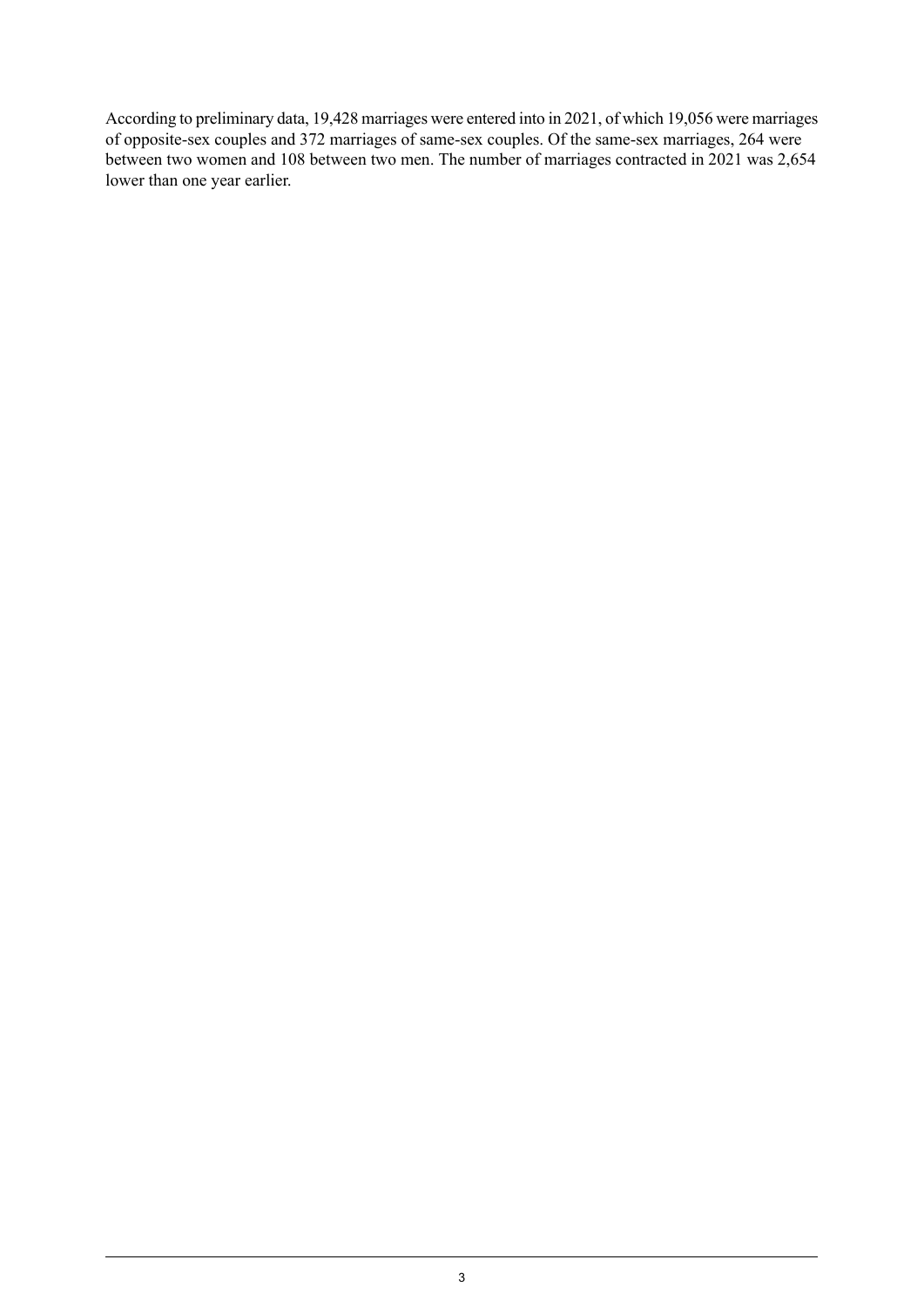According to preliminary data, 19,428 marriages were entered into in 2021, of which 19,056 were marriages of opposite-sex couples and 372 marriages of same-sex couples. Of the same-sex marriages, 264 were between two women and 108 between two men. The number of marriages contracted in 2021 was 2,654 lower than one year earlier.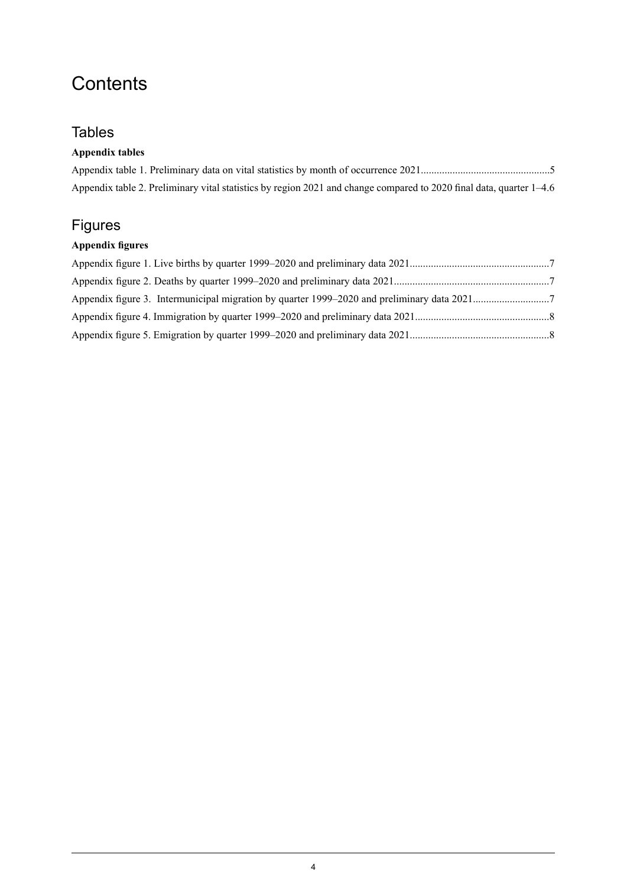# Contents

## Tables

**Appendix tables**

Appendix table 1. Preliminary data on vital statistics by month of occurrence 2021.................................................5

Appendix table 2. Preliminary vital statistics by region 2021 and change compared to 2020 final data, quarter 1–4.6

## Figures

**Appendix figures**

Appendix figure 1. Live births by quarter 1999–2020 and preliminary data 2021....................................................7

Appendix figure 2. Deaths by quarter 1999–2020 and preliminary data 2021..........................................................7

Appendix figure 3. Intermunicipal migration by quarter 1999–2020 and preliminary data 2021............................7

Appendix figure 4. Immigration by quarter 1999–2020 and preliminary data 2021..................................................8

Appendix figure 5. Emigration by quarter 1999–2020 and preliminary data 2021....................................................8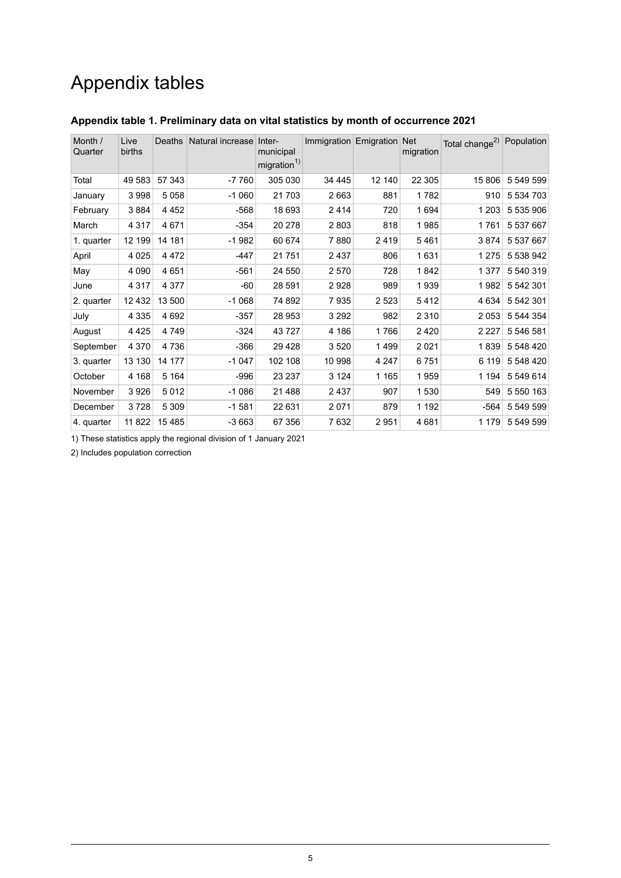# Appendix tables

### Appendix table 1. Preliminary data on vital statistics by month of occurrence 2021

| Month / Quarter | Live births | Deaths | Natural increase | Inter-municipal migration[1] | Immigration | Emigration | Net migration | Total change[2] | Population |
|---|---|---|---|---|---|---|---|---|---|
| Total | 49 583 | 57 343 | -7 760 | 305 030 | 34 445 | 12 140 | 22 305 | 15 806 | 5 549 599 |
| January | 3 998 | 5 058 | -1 060 | 21 703 | 2 663 | 881 | 1 782 | 910 | 5 534 703 |
| February | 3 884 | 4 452 | -568 | 18 693 | 2 414 | 720 | 1 694 | 1 203 | 5 535 906 |
| March | 4 317 | 4 671 | -354 | 20 278 | 2 803 | 818 | 1 985 | 1 761 | 5 537 667 |
| 1. quarter | 12 199 | 14 181 | -1 982 | 60 674 | 7 880 | 2 419 | 5 461 | 3 874 | 5 537 667 |
| April | 4 025 | 4 472 | -447 | 21 751 | 2 437 | 806 | 1 631 | 1 275 | 5 538 942 |
| May | 4 090 | 4 651 | -561 | 24 550 | 2 570 | 728 | 1 842 | 1 377 | 5 540 319 |
| June | 4 317 | 4 377 | -60 | 28 591 | 2 928 | 989 | 1 939 | 1 982 | 5 542 301 |
| 2. quarter | 12 432 | 13 500 | -1 068 | 74 892 | 7 935 | 2 523 | 5 412 | 4 634 | 5 542 301 |
| July | 4 335 | 4 692 | -357 | 28 953 | 3 292 | 982 | 2 310 | 2 053 | 5 544 354 |
| August | 4 425 | 4 749 | -324 | 43 727 | 4 186 | 1 766 | 2 420 | 2 227 | 5 546 581 |
| September | 4 370 | 4 736 | -366 | 29 428 | 3 520 | 1 499 | 2 021 | 1 839 | 5 548 420 |
| 3. quarter | 13 130 | 14 177 | -1 047 | 102 108 | 10 998 | 4 247 | 6 751 | 6 119 | 5 548 420 |
| October | 4 168 | 5 164 | -996 | 23 237 | 3 124 | 1 165 | 1 959 | 1 194 | 5 549 614 |
| November | 3 926 | 5 012 | -1 086 | 21 488 | 2 437 | 907 | 1 530 | 549 | 5 550 163 |
| December | 3 728 | 5 309 | -1 581 | 22 631 | 2 071 | 879 | 1 192 | -564 | 5 549 599 |
| 4. quarter | 11 822 | 15 485 | -3 663 | 67 356 | 7 632 | 2 951 | 4 681 | 1 179 | 5 549 599 |

1) These statistics apply the regional division of 1 January 2021

2) Includes population correction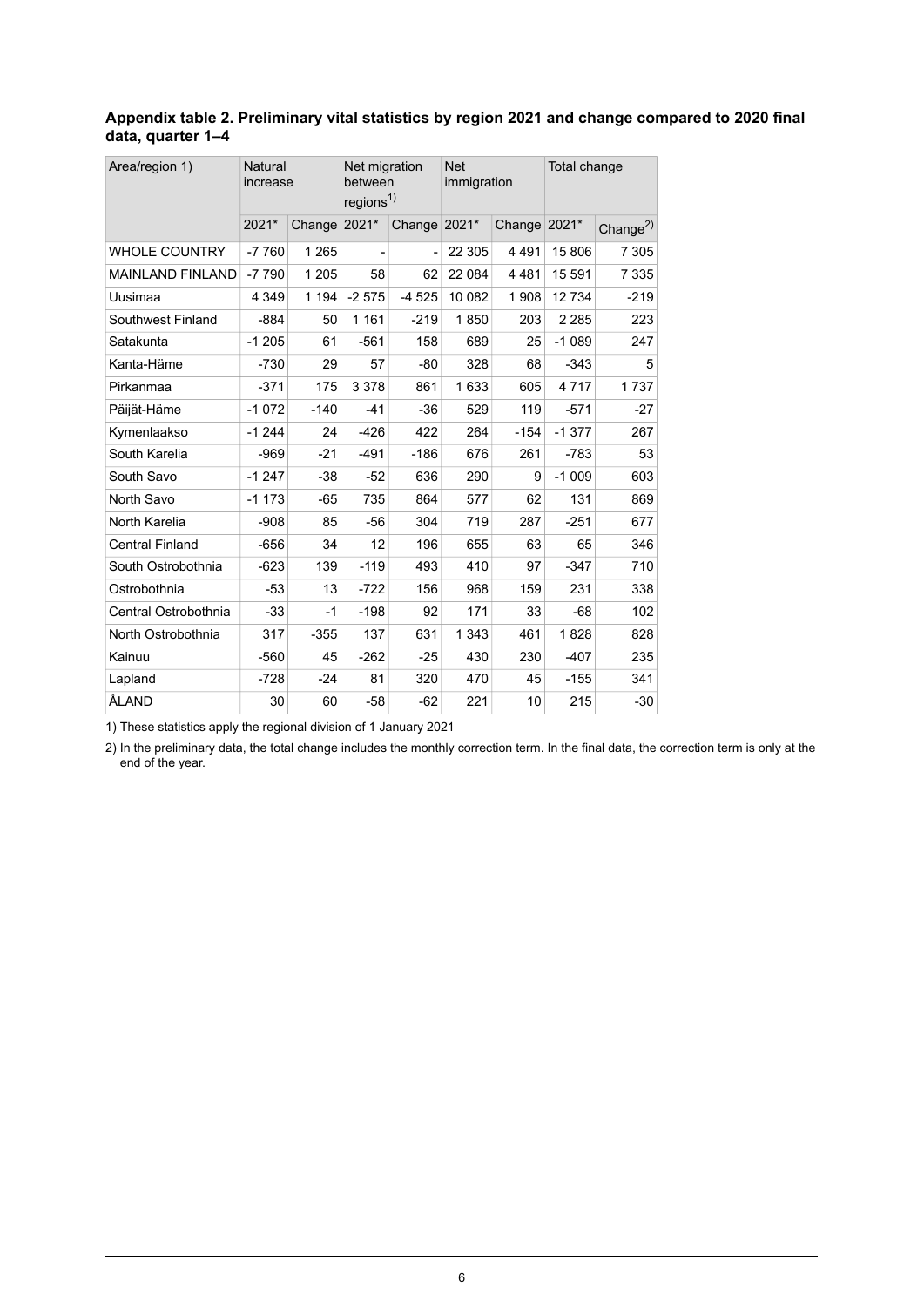**Appendix table 2. Preliminary vital statistics by region 2021 and change compared to 2020 final data, quarter 1–4**

| Area/region 1) | Natural increase | | Net migration between regions[1] | | Net immigration | | Total change | |
|---|---|---|---|---|---|---|---|---|
| | 2021* | Change | 2021* | Change | 2021* | Change | 2021* | Change[2] |
| WHOLE COUNTRY | -7 760 | 1 265 | - | - | 22 305 | 4 491 | 15 806 | 7 305 |
| MAINLAND FINLAND | -7 790 | 1 205 | 58 | 62 | 22 084 | 4 481 | 15 591 | 7 335 |
| Uusimaa | 4 349 | 1 194 | -2 575 | -4 525 | 10 082 | 1 908 | 12 734 | -219 |
| Southwest Finland | -884 | 50 | 1 161 | -219 | 1 850 | 203 | 2 285 | 223 |
| Satakunta | -1 205 | 61 | -561 | 158 | 689 | 25 | -1 089 | 247 |
| Kanta-Häme | -730 | 29 | 57 | -80 | 328 | 68 | -343 | 5 |
| Pirkanmaa | -371 | 175 | 3 378 | 861 | 1 633 | 605 | 4 717 | 1 737 |
| Päijät-Häme | -1 072 | -140 | -41 | -36 | 529 | 119 | -571 | -27 |
| Kymenlaakso | -1 244 | 24 | -426 | 422 | 264 | -154 | -1 377 | 267 |
| South Karelia | -969 | -21 | -491 | -186 | 676 | 261 | -783 | 53 |
| South Savo | -1 247 | -38 | -52 | 636 | 290 | 9 | -1 009 | 603 |
| North Savo | -1 173 | -65 | 735 | 864 | 577 | 62 | 131 | 869 |
| North Karelia | -908 | 85 | -56 | 304 | 719 | 287 | -251 | 677 |
| Central Finland | -656 | 34 | 12 | 196 | 655 | 63 | 65 | 346 |
| South Ostrobothnia | -623 | 139 | -119 | 493 | 410 | 97 | -347 | 710 |
| Ostrobothnia | -53 | 13 | -722 | 156 | 968 | 159 | 231 | 338 |
| Central Ostrobothnia | -33 | -1 | -198 | 92 | 171 | 33 | -68 | 102 |
| North Ostrobothnia | 317 | -355 | 137 | 631 | 1 343 | 461 | 1 828 | 828 |
| Kainuu | -560 | 45 | -262 | -25 | 430 | 230 | -407 | 235 |
| Lapland | -728 | -24 | 81 | 320 | 470 | 45 | -155 | 341 |
| ÅLAND | 30 | 60 | -58 | -62 | 221 | 10 | 215 | -30 |

1) These statistics apply the regional division of 1 January 2021

2) In the preliminary data, the total change includes the monthly correction term. In the final data, the correction term is only at the end of the year.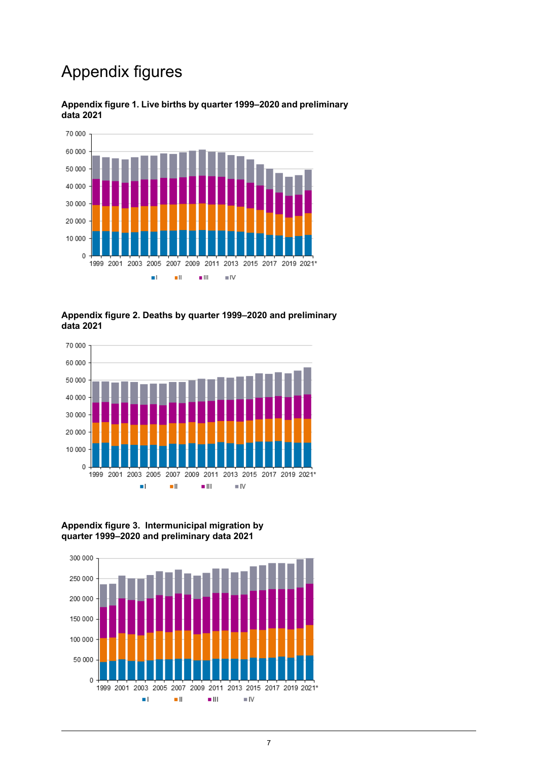# Appendix figures

**Appendix figure 1. Live births by quarter 1999–2020 and preliminary data 2021**

**Appendix figure 2. Deaths by quarter 1999–2020 and preliminary data 2021**

**Appendix figure 3. Intermunicipal migration by quarter 1999–2020 and preliminary data 2021**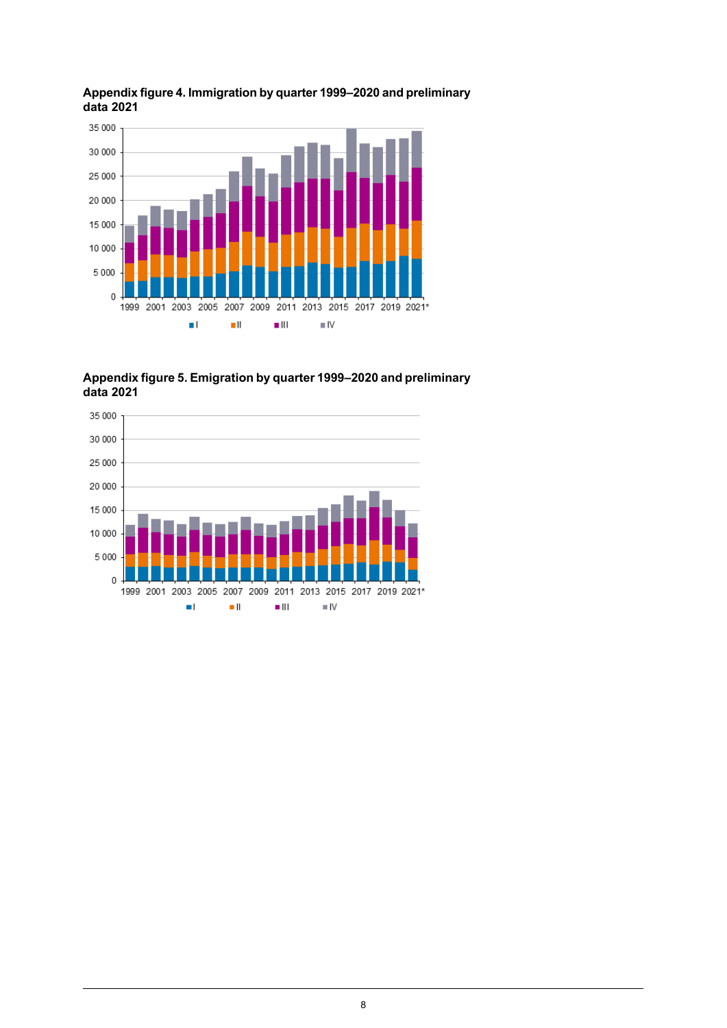**Appendix figure 4. Immigration by quarter 1999–2020 and preliminary data 2021**

**Appendix figure 5. Emigration by quarter 1999–2020 and preliminary data 2021**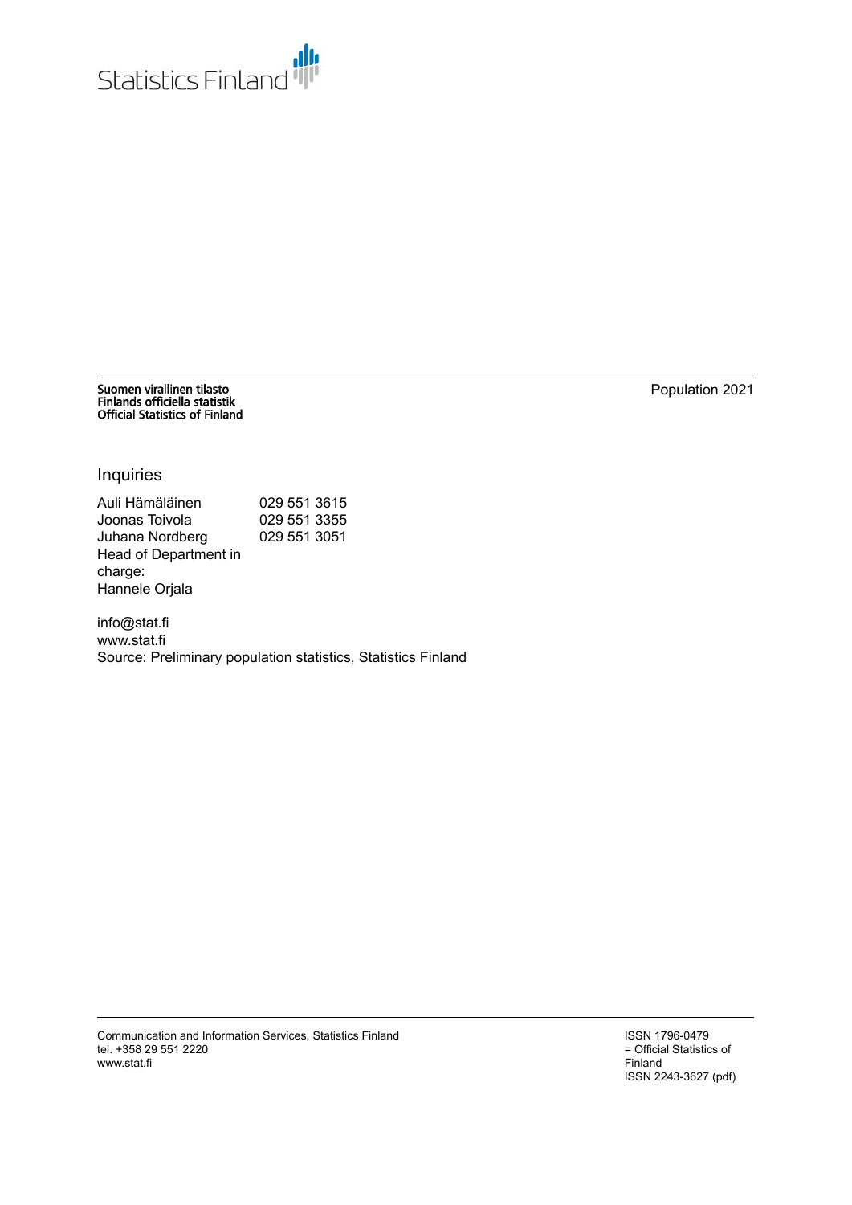Statistics Finland

Suomen virallinen tilasto
Finlands officiella statistik
Official Statistics of Finland

Population 2021

## Inquiries

| | |
|---|---|
| Auli Hämäläinen | 029 551 3615 |
| Joonas Toivola | 029 551 3355 |
| Juhana Nordberg | 029 551 3051 |
| Head of Department in charge: Hannele Orjala | |

info@stat.fi
www.stat.fi
Source: Preliminary population statistics, Statistics Finland

Communication and Information Services, Statistics Finland
tel. +358 29 551 2220
www.stat.fi

ISSN 1796-0479
= Official Statistics of Finland
ISSN 2243-3627 (pdf)